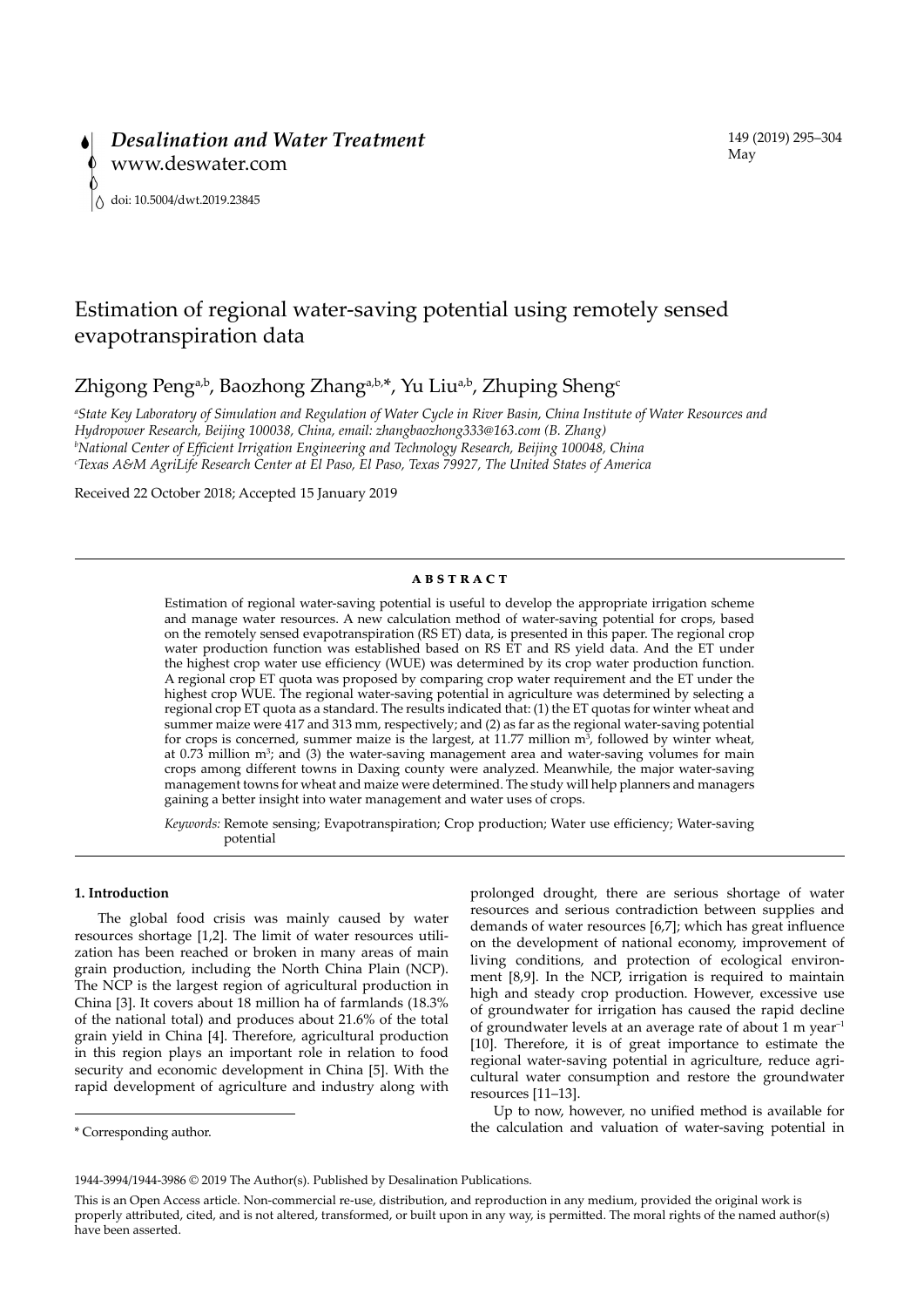# Estimation of regional water-saving potential using remotely sensed evapotranspiration data

Zhigong Peng[a,b], Baozhong Zhang[a,b,*], Yu Liu[a,b], Zhuping Sheng[c]

[a]*State Key Laboratory of Simulation and Regulation of Water Cycle in River Basin, China Institute of Water Resources and Hydropower Research, Beijing 100038, China, email: zhangbaozhong333@163.com (B. Zhang)*
[b]*National Center of Efficient Irrigation Engineering and Technology Research, Beijing 100048, China*
[c]*Texas A&M AgriLife Research Center at El Paso, El Paso, Texas 79927, The United States of America*

Received 22 October 2018; Accepted 15 January 2019

## ABSTRACT

Estimation of regional water-saving potential is useful to develop the appropriate irrigation scheme and manage water resources. A new calculation method of water-saving potential for crops, based on the remotely sensed evapotranspiration (RS ET) data, is presented in this paper. The regional crop water production function was established based on RS ET and RS yield data. And the ET under the highest crop water use efficiency (WUE) was determined by its crop water production function. A regional crop ET quota was proposed by comparing crop water requirement and the ET under the highest crop WUE. The regional water-saving potential in agriculture was determined by selecting a regional crop ET quota as a standard. The results indicated that: (1) the ET quotas for winter wheat and summer maize were 417 and 313 mm, respectively; and (2) as far as the regional water-saving potential for crops is concerned, summer maize is the largest, at 11.77 million m$^3$, followed by winter wheat, at 0.73 million m$^3$; and (3) the water-saving management area and water-saving volumes for main crops among different towns in Daxing county were analyzed. Meanwhile, the major water-saving management towns for wheat and maize were determined. The study will help planners and managers gaining a better insight into water management and water uses of crops.

*Keywords:* Remote sensing; Evapotranspiration; Crop production; Water use efficiency; Water-saving potential

## 1. Introduction

The global food crisis was mainly caused by water resources shortage [1,2]. The limit of water resources utilization has been reached or broken in many areas of main grain production, including the North China Plain (NCP). The NCP is the largest region of agricultural production in China [3]. It covers about 18 million ha of farmlands (18.3% of the national total) and produces about 21.6% of the total grain yield in China [4]. Therefore, agricultural production in this region plays an important role in relation to food security and economic development in China [5]. With the rapid development of agriculture and industry along with prolonged drought, there are serious shortage of water resources and serious contradiction between supplies and demands of water resources [6,7]; which has great influence on the development of national economy, improvement of living conditions, and protection of ecological environment [8,9]. In the NCP, irrigation is required to maintain high and steady crop production. However, excessive use of groundwater for irrigation has caused the rapid decline of groundwater levels at an average rate of about 1 m year$^{-1}$ [10]. Therefore, it is of great importance to estimate the regional water-saving potential in agriculture, reduce agricultural water consumption and restore the groundwater resources [11–13].

Up to now, however, no unified method is available for the calculation and valuation of water-saving potential in

\* Corresponding author.

1944-3994/1944-3986 © 2019 The Author(s). Published by Desalination Publications.

This is an Open Access article. Non-commercial re-use, distribution, and reproduction in any medium, provided the original work is properly attributed, cited, and is not altered, transformed, or built upon in any way, is permitted. The moral rights of the named author(s) have been asserted.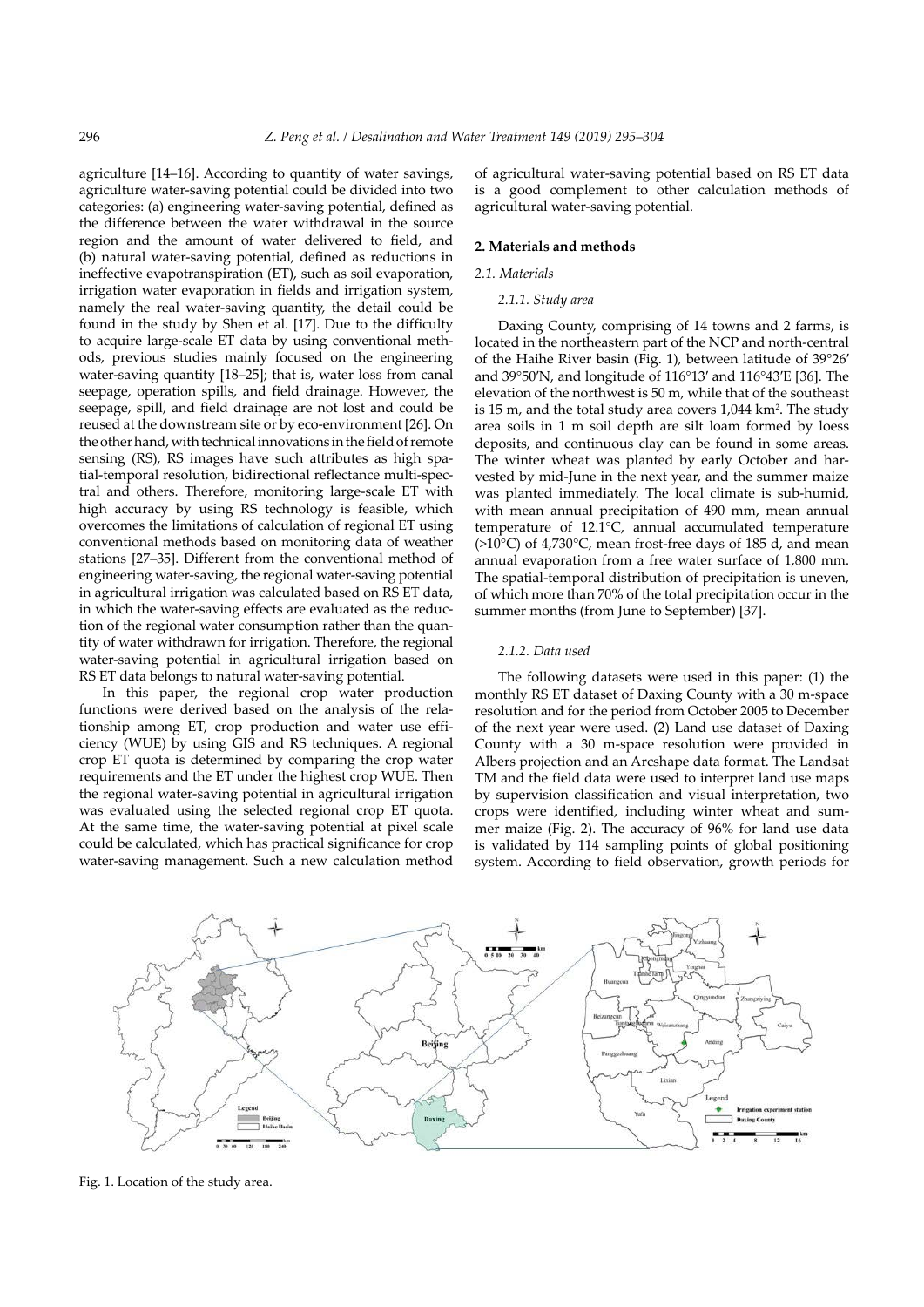agriculture [14–16]. According to quantity of water savings, agriculture water-saving potential could be divided into two categories: (a) engineering water-saving potential, defined as the difference between the water withdrawal in the source region and the amount of water delivered to field, and (b) natural water-saving potential, defined as reductions in ineffective evapotranspiration (ET), such as soil evaporation, irrigation water evaporation in fields and irrigation system, namely the real water-saving quantity, the detail could be found in the study by Shen et al. [17]. Due to the difficulty to acquire large-scale ET data by using conventional methods, previous studies mainly focused on the engineering water-saving quantity [18–25]; that is, water loss from canal seepage, operation spills, and field drainage. However, the seepage, spill, and field drainage are not lost and could be reused at the downstream site or by eco-environment [26]. On the other hand, with technical innovations in the field of remote sensing (RS), RS images have such attributes as high spatial-temporal resolution, bidirectional reflectance multi-spectral and others. Therefore, monitoring large-scale ET with high accuracy by using RS technology is feasible, which overcomes the limitations of calculation of regional ET using conventional methods based on monitoring data of weather stations [27–35]. Different from the conventional method of engineering water-saving, the regional water-saving potential in agricultural irrigation was calculated based on RS ET data, in which the water-saving effects are evaluated as the reduction of the regional water consumption rather than the quantity of water withdrawn for irrigation. Therefore, the regional water-saving potential in agricultural irrigation based on RS ET data belongs to natural water-saving potential.

In this paper, the regional crop water production functions were derived based on the analysis of the relationship among ET, crop production and water use efficiency (WUE) by using GIS and RS techniques. A regional crop ET quota is determined by comparing the crop water requirements and the ET under the highest crop WUE. Then the regional water-saving potential in agricultural irrigation was evaluated using the selected regional crop ET quota. At the same time, the water-saving potential at pixel scale could be calculated, which has practical significance for crop water-saving management. Such a new calculation method of agricultural water-saving potential based on RS ET data is a good complement to other calculation methods of agricultural water-saving potential.

## 2. Materials and methods

### 2.1. Materials

#### 2.1.1. Study area

Daxing County, comprising of 14 towns and 2 farms, is located in the northeastern part of the NCP and north-central of the Haihe River basin (Fig. 1), between latitude of 39°26′ and 39°50′N, and longitude of 116°13′ and 116°43′E [36]. The elevation of the northwest is 50 m, while that of the southeast is 15 m, and the total study area covers 1,044 km$^2$. The study area soils in 1 m soil depth are silt loam formed by loess deposits, and continuous clay can be found in some areas. The winter wheat was planted by early October and harvested by mid-June in the next year, and the summer maize was planted immediately. The local climate is sub-humid, with mean annual precipitation of 490 mm, mean annual temperature of 12.1°C, annual accumulated temperature (>10°C) of 4,730°C, mean frost-free days of 185 d, and mean annual evaporation from a free water surface of 1,800 mm. The spatial-temporal distribution of precipitation is uneven, of which more than 70% of the total precipitation occur in the summer months (from June to September) [37].

#### 2.1.2. Data used

The following datasets were used in this paper: (1) the monthly RS ET dataset of Daxing County with a 30 m-space resolution and for the period from October 2005 to December of the next year were used. (2) Land use dataset of Daxing County with a 30 m-space resolution were provided in Albers projection and an Arcshape data format. The Landsat TM and the field data were used to interpret land use maps by supervision classification and visual interpretation, two crops were identified, including winter wheat and summer maize (Fig. 2). The accuracy of 96% for land use data is validated by 114 sampling points of global positioning system. According to field observation, growth periods for

Fig. 1. Location of the study area.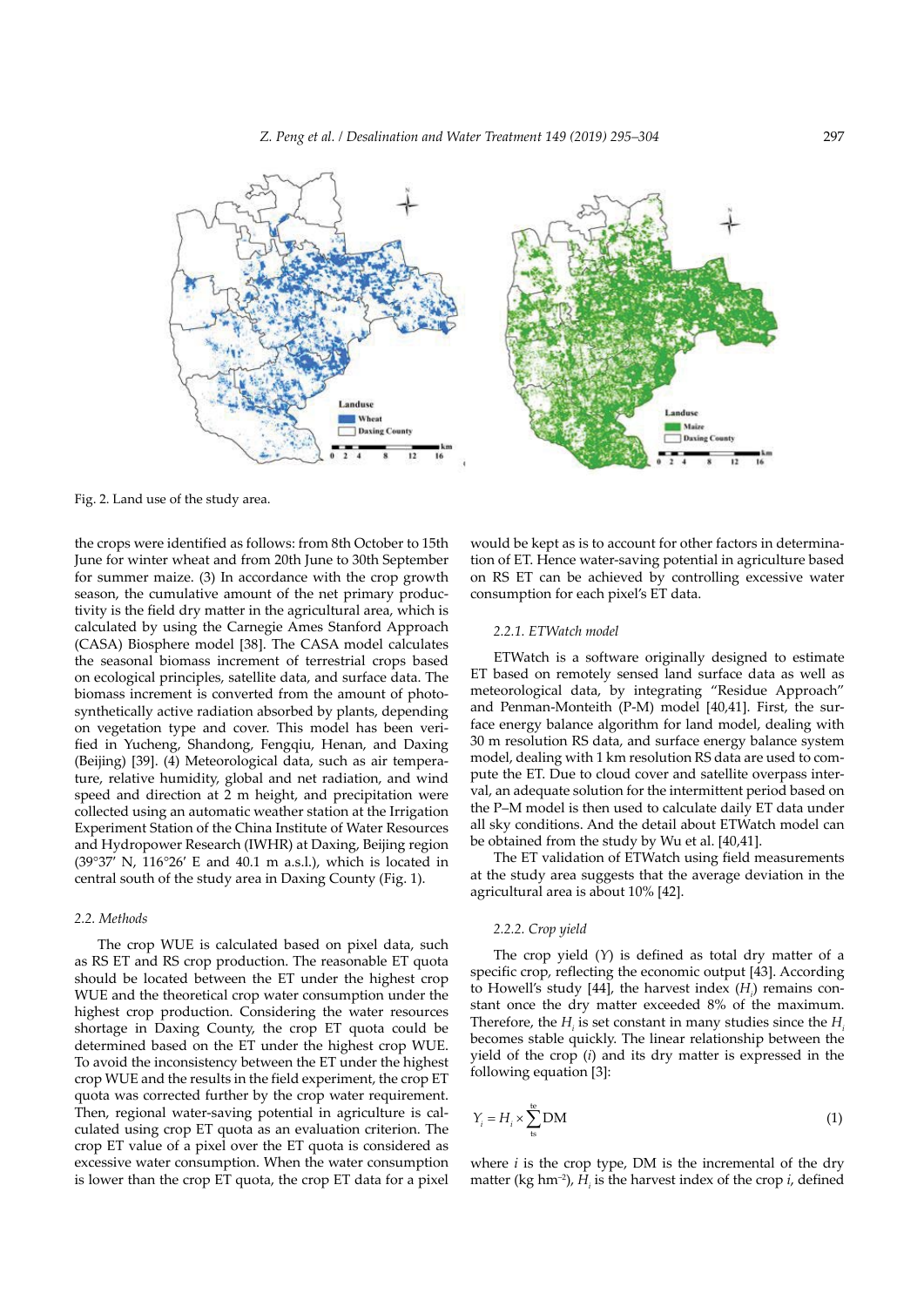Fig. 2. Land use of the study area.

the crops were identified as follows: from 8th October to 15th June for winter wheat and from 20th June to 30th September for summer maize. (3) In accordance with the crop growth season, the cumulative amount of the net primary productivity is the field dry matter in the agricultural area, which is calculated by using the Carnegie Ames Stanford Approach (CASA) Biosphere model [38]. The CASA model calculates the seasonal biomass increment of terrestrial crops based on ecological principles, satellite data, and surface data. The biomass increment is converted from the amount of photosynthetically active radiation absorbed by plants, depending on vegetation type and cover. This model has been verified in Yucheng, Shandong, Fengqiu, Henan, and Daxing (Beijing) [39]. (4) Meteorological data, such as air temperature, relative humidity, global and net radiation, and wind speed and direction at 2 m height, and precipitation were collected using an automatic weather station at the Irrigation Experiment Station of the China Institute of Water Resources and Hydropower Research (IWHR) at Daxing, Beijing region (39°37′ N, 116°26′ E and 40.1 m a.s.l.), which is located in central south of the study area in Daxing County (Fig. 1).

## 2.2. Methods

The crop WUE is calculated based on pixel data, such as RS ET and RS crop production. The reasonable ET quota should be located between the ET under the highest crop WUE and the theoretical crop water consumption under the highest crop production. Considering the water resources shortage in Daxing County, the crop ET quota could be determined based on the ET under the highest crop WUE. To avoid the inconsistency between the ET under the highest crop WUE and the results in the field experiment, the crop ET quota was corrected further by the crop water requirement. Then, regional water-saving potential in agriculture is calculated using crop ET quota as an evaluation criterion. The crop ET value of a pixel over the ET quota is considered as excessive water consumption. When the water consumption is lower than the crop ET quota, the crop ET data for a pixel would be kept as is to account for other factors in determination of ET. Hence water-saving potential in agriculture based on RS ET can be achieved by controlling excessive water consumption for each pixel's ET data.

### 2.2.1. ETWatch model

ETWatch is a software originally designed to estimate ET based on remotely sensed land surface data as well as meteorological data, by integrating "Residue Approach" and Penman-Monteith (P-M) model [40,41]. First, the surface energy balance algorithm for land model, dealing with 30 m resolution RS data, and surface energy balance system model, dealing with 1 km resolution RS data are used to compute the ET. Due to cloud cover and satellite overpass interval, an adequate solution for the intermittent period based on the P–M model is then used to calculate daily ET data under all sky conditions. And the detail about ETWatch model can be obtained from the study by Wu et al. [40,41].

The ET validation of ETWatch using field measurements at the study area suggests that the average deviation in the agricultural area is about 10% [42].

### 2.2.2. Crop yield

The crop yield ($Y$) is defined as total dry matter of a specific crop, reflecting the economic output [43]. According to Howell's study [44], the harvest index ($H_i$) remains constant once the dry matter exceeded 8% of the maximum. Therefore, the $H_i$ is set constant in many studies since the $H_i$ becomes stable quickly. The linear relationship between the yield of the crop ($i$) and its dry matter is expressed in the following equation [3]:

$$Y_i = H_i \times \sum_{ts}^{te} \text{DM} \tag{1}$$

where $i$ is the crop type, DM is the incremental of the dry matter (kg hm$^{-2}$), $H_i$ is the harvest index of the crop $i$, defined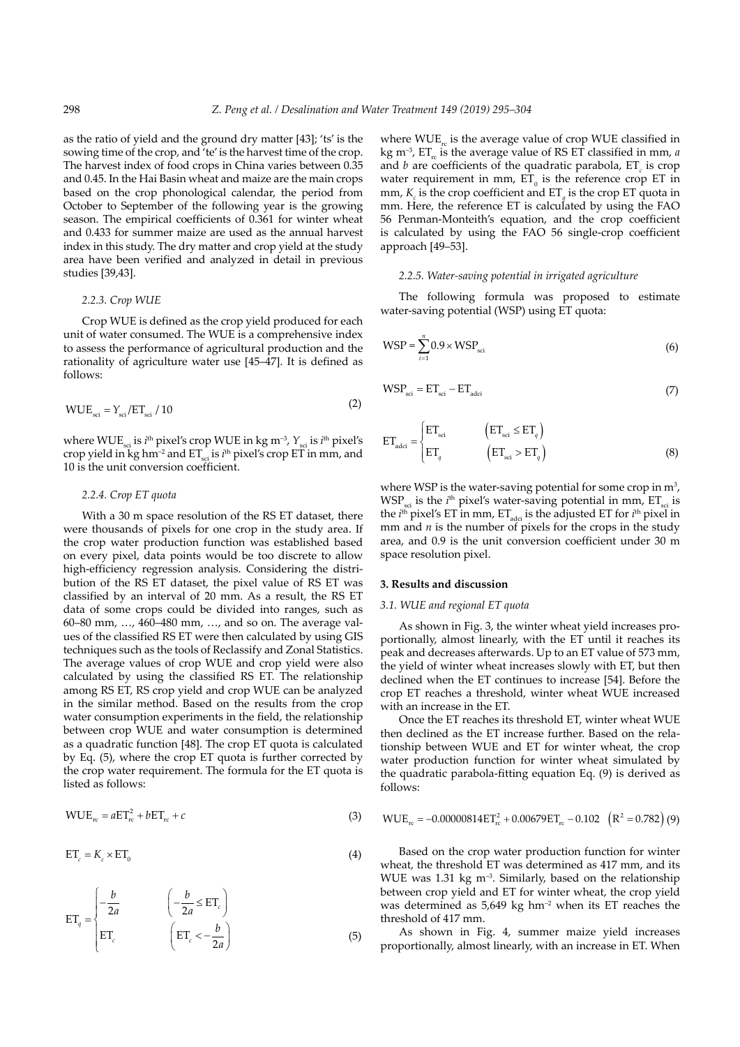as the ratio of yield and the ground dry matter [43]; 'ts' is the sowing time of the crop, and 'te' is the harvest time of the crop. The harvest index of food crops in China varies between 0.35 and 0.45. In the Hai Basin wheat and maize are the main crops based on the crop phonological calendar, the period from October to September of the following year is the growing season. The empirical coefficients of 0.361 for winter wheat and 0.433 for summer maize are used as the annual harvest index in this study. The dry matter and crop yield at the study area have been verified and analyzed in detail in previous studies [39,43].

#### 2.2.3. Crop WUE

Crop WUE is defined as the crop yield produced for each unit of water consumed. The WUE is a comprehensive index to assess the performance of agricultural production and the rationality of agriculture water use [45–47]. It is defined as follows:

$$\text{WUE}_{\text{sci}} = Y_{\text{sci}} / \text{ET}_{\text{sci}} / 10 \tag{2}$$

where $\text{WUE}_{\text{sci}}$ is $i^{\text{th}}$ pixel's crop WUE in kg m$^{-3}$, $Y_{\text{sci}}$ is $i^{\text{th}}$ pixel's crop yield in kg hm$^{-2}$ and $\text{ET}_{\text{sci}}$ is $i^{\text{th}}$ pixel's crop ET in mm, and 10 is the unit conversion coefficient.

#### 2.2.4. Crop ET quota

With a 30 m space resolution of the RS ET dataset, there were thousands of pixels for one crop in the study area. If the crop water production function was established based on every pixel, data points would be too discrete to allow high-efficiency regression analysis. Considering the distribution of the RS ET dataset, the pixel value of RS ET was classified by an interval of 20 mm. As a result, the RS ET data of some crops could be divided into ranges, such as 60–80 mm, …, 460–480 mm, …, and so on. The average values of the classified RS ET were then calculated by using GIS techniques such as the tools of Reclassify and Zonal Statistics. The average values of crop WUE and crop yield were also calculated by using the classified RS ET. The relationship among RS ET, RS crop yield and crop WUE can be analyzed in the similar method. Based on the results from the crop water consumption experiments in the field, the relationship between crop WUE and water consumption is determined as a quadratic function [48]. The crop ET quota is calculated by Eq. (5), where the crop ET quota is further corrected by the crop water requirement. The formula for the ET quota is listed as follows:

$$\text{WUE}_{\text{rc}} = a\text{ET}_{\text{rc}}^2 + b\text{ET}_{\text{rc}} + c \tag{3}$$

$$\text{ET}_c = K_c \times \text{ET}_0 \tag{4}$$

$$\text{ET}_q = \begin{cases} -\dfrac{b}{2a} & \left(-\dfrac{b}{2a} \le \text{ET}_c\right) \\ \text{ET}_c & \left(\text{ET}_c < -\dfrac{b}{2a}\right) \end{cases} \tag{5}$$

where $\text{WUE}_{\text{rc}}$ is the average value of crop WUE classified in kg m$^{-3}$, $\text{ET}_{\text{rc}}$ is the average value of RS ET classified in mm, $a$ and $b$ are coefficients of the quadratic parabola, $\text{ET}_c$ is crop water requirement in mm, $\text{ET}_0$ is the reference crop ET in mm, $K_c$ is the crop coefficient and $\text{ET}_q$ is the crop ET quota in mm. Here, the reference ET is calculated by using the FAO 56 Penman-Monteith's equation, and the crop coefficient is calculated by using the FAO 56 single-crop coefficient approach [49–53].

#### 2.2.5. Water-saving potential in irrigated agriculture

The following formula was proposed to estimate water-saving potential (WSP) using ET quota:

$$\text{WSP} = \sum_{i=1}^{n} 0.9 \times \text{WSP}_{\text{sci}} \tag{6}$$

$$\text{WSP}_{\text{sci}} = \text{ET}_{\text{sci}} - \text{ET}_{\text{adci}} \tag{7}$$

$$\text{ET}_{\text{adci}} = \begin{cases} \text{ET}_{\text{sci}} & \left(\text{ET}_{\text{sci}} \le \text{ET}_q\right) \\ \text{ET}_q & \left(\text{ET}_{\text{sci}} > \text{ET}_q\right) \end{cases} \tag{8}$$

where WSP is the water-saving potential for some crop in m$^3$, $\text{WSP}_{\text{sci}}$ is the $i^{\text{th}}$ pixel's water-saving potential in mm, $\text{ET}_{\text{sci}}$ is the $i^{\text{th}}$ pixel's ET in mm, $\text{ET}_{\text{adci}}$ is the adjusted ET for $i^{\text{th}}$ pixel in mm and $n$ is the number of pixels for the crops in the study area, and 0.9 is the unit conversion coefficient under 30 m space resolution pixel.

## 3. Results and discussion

### 3.1. WUE and regional ET quota

As shown in Fig. 3, the winter wheat yield increases proportionally, almost linearly, with the ET until it reaches its peak and decreases afterwards. Up to an ET value of 573 mm, the yield of winter wheat increases slowly with ET, but then declined when the ET continues to increase [54]. Before the crop ET reaches a threshold, winter wheat WUE increased with an increase in the ET.

Once the ET reaches its threshold ET, winter wheat WUE then declined as the ET increase further. Based on the relationship between WUE and ET for winter wheat, the crop water production function for winter wheat simulated by the quadratic parabola-fitting equation Eq. (9) is derived as follows:

$$\text{WUE}_{\text{rc}} = -0.00000814\text{ET}_{\text{rc}}^2 + 0.00679\text{ET}_{\text{rc}} - 0.102 \quad \left(R^2 = 0.782\right) \tag{9}$$

Based on the crop water production function for winter wheat, the threshold ET was determined as 417 mm, and its WUE was 1.31 kg m$^{-3}$. Similarly, based on the relationship between crop yield and ET for winter wheat, the crop yield was determined as 5,649 kg hm$^{-2}$ when its ET reaches the threshold of 417 mm.

As shown in Fig. 4, summer maize yield increases proportionally, almost linearly, with an increase in ET. When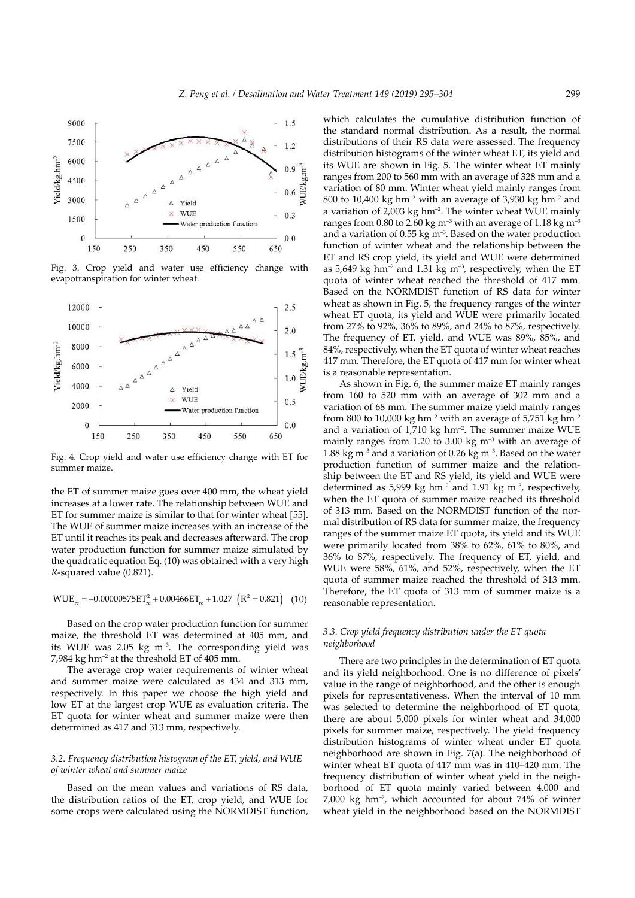Fig. 3. Crop yield and water use efficiency change with evapotranspiration for winter wheat.

Fig. 4. Crop yield and water use efficiency change with ET for summer maize.

the ET of summer maize goes over 400 mm, the wheat yield increases at a lower rate. The relationship between WUE and ET for summer maize is similar to that for winter wheat [55]. The WUE of summer maize increases with an increase of the ET until it reaches its peak and decreases afterward. The crop water production function for summer maize simulated by the quadratic equation Eq. (10) was obtained with a very high *R*-squared value (0.821).

$$\text{WUE}_{rc} = -0.00000575\text{ET}_{rc}^2 + 0.00466\text{ET}_{rc} + 1.027 \quad (R^2 = 0.821) \quad (10)$$

Based on the crop water production function for summer maize, the threshold ET was determined at 405 mm, and its WUE was 2.05 kg m$^{-3}$. The corresponding yield was 7,984 kg hm$^{-2}$ at the threshold ET of 405 mm.

The average crop water requirements of winter wheat and summer maize were calculated as 434 and 313 mm, respectively. In this paper we choose the high yield and low ET at the largest crop WUE as evaluation criteria. The ET quota for winter wheat and summer maize were then determined as 417 and 313 mm, respectively.

### 3.2. Frequency distribution histogram of the ET, yield, and WUE of winter wheat and summer maize

Based on the mean values and variations of RS data, the distribution ratios of the ET, crop yield, and WUE for some crops were calculated using the NORMDIST function, which calculates the cumulative distribution function of the standard normal distribution. As a result, the normal distributions of their RS data were assessed. The frequency distribution histograms of the winter wheat ET, its yield and its WUE are shown in Fig. 5. The winter wheat ET mainly ranges from 200 to 560 mm with an average of 328 mm and a variation of 80 mm. Winter wheat yield mainly ranges from 800 to 10,400 kg hm$^{-2}$ with an average of 3,930 kg hm$^{-2}$ and a variation of 2,003 kg hm$^{-2}$. The winter wheat WUE mainly ranges from 0.80 to 2.60 kg m$^{-3}$ with an average of 1.18 kg m$^{-3}$ and a variation of 0.55 kg m$^{-3}$. Based on the water production function of winter wheat and the relationship between the ET and RS crop yield, its yield and WUE were determined as 5,649 kg hm$^{-2}$ and 1.31 kg m$^{-3}$, respectively, when the ET quota of winter wheat reached the threshold of 417 mm. Based on the NORMDIST function of RS data for winter wheat as shown in Fig. 5, the frequency ranges of the winter wheat ET quota, its yield and WUE were primarily located from 27% to 92%, 36% to 89%, and 24% to 87%, respectively. The frequency of ET, yield, and WUE was 89%, 85%, and 84%, respectively, when the ET quota of winter wheat reaches 417 mm. Therefore, the ET quota of 417 mm for winter wheat is a reasonable representation.

As shown in Fig. 6, the summer maize ET mainly ranges from 160 to 520 mm with an average of 302 mm and a variation of 68 mm. The summer maize yield mainly ranges from 800 to 10,000 kg hm$^{-2}$ with an average of 5,751 kg hm$^{-2}$ and a variation of 1,710 kg hm$^{-2}$. The summer maize WUE mainly ranges from 1.20 to 3.00 kg m$^{-3}$ with an average of 1.88 kg m$^{-3}$ and a variation of 0.26 kg m$^{-3}$. Based on the water production function of summer maize and the relationship between the ET and RS yield, its yield and WUE were determined as 5,999 kg hm$^{-2}$ and 1.91 kg m$^{-3}$, respectively, when the ET quota of summer maize reached its threshold of 313 mm. Based on the NORMDIST function of the normal distribution of RS data for summer maize, the frequency ranges of the summer maize ET quota, its yield and its WUE were primarily located from 38% to 62%, 61% to 80%, and 36% to 87%, respectively. The frequency of ET, yield, and WUE were 58%, 61%, and 52%, respectively, when the ET quota of summer maize reached the threshold of 313 mm. Therefore, the ET quota of 313 mm of summer maize is a reasonable representation.

### 3.3. Crop yield frequency distribution under the ET quota neighborhood

There are two principles in the determination of ET quota and its yield neighborhood. One is no difference of pixels' value in the range of neighborhood, and the other is enough pixels for representativeness. When the interval of 10 mm was selected to determine the neighborhood of ET quota, there are about 5,000 pixels for winter wheat and 34,000 pixels for summer maize, respectively. The yield frequency distribution histograms of winter wheat under ET quota neighborhood are shown in Fig. 7(a). The neighborhood of winter wheat ET quota of 417 mm was in 410–420 mm. The frequency distribution of winter wheat yield in the neighborhood of ET quota mainly varied between 4,000 and 7,000 kg hm$^{-2}$, which accounted for about 74% of winter wheat yield in the neighborhood based on the NORMDIST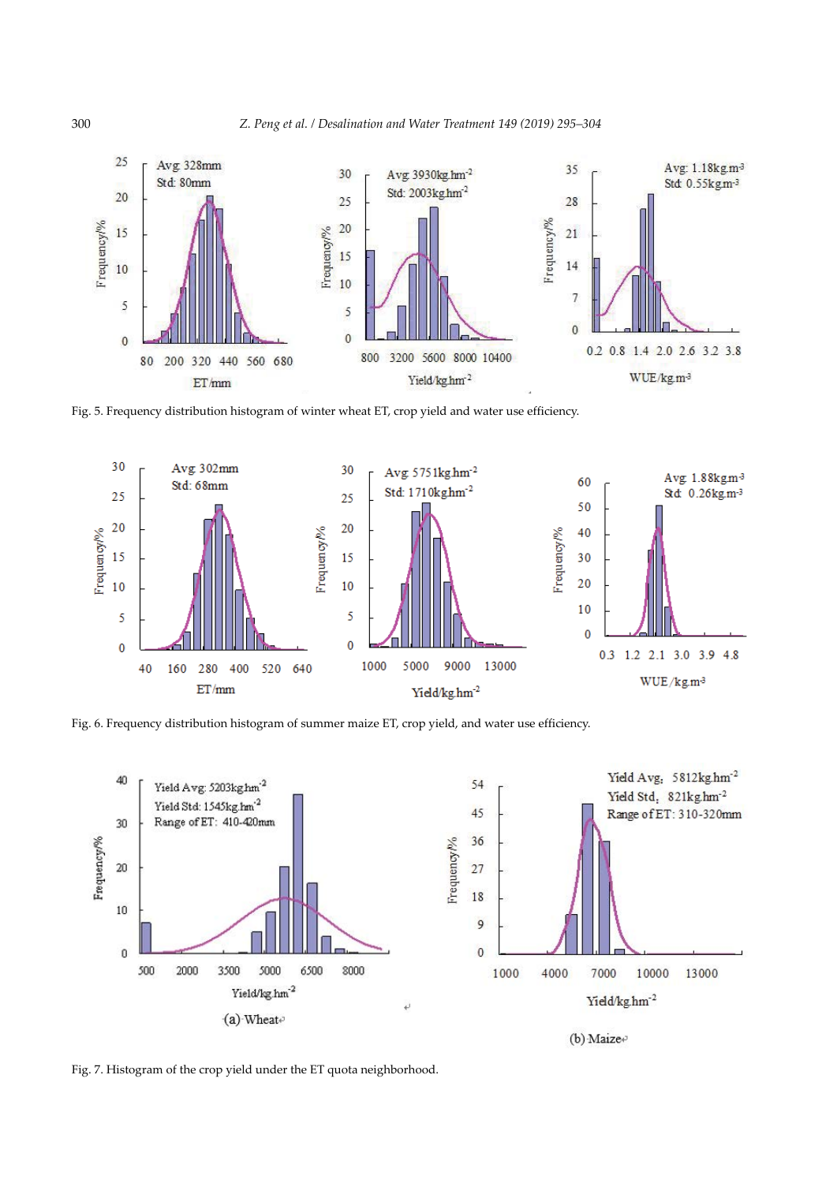Fig. 5. Frequency distribution histogram of winter wheat ET, crop yield and water use efficiency.

Fig. 6. Frequency distribution histogram of summer maize ET, crop yield, and water use efficiency.

Fig. 7. Histogram of the crop yield under the ET quota neighborhood.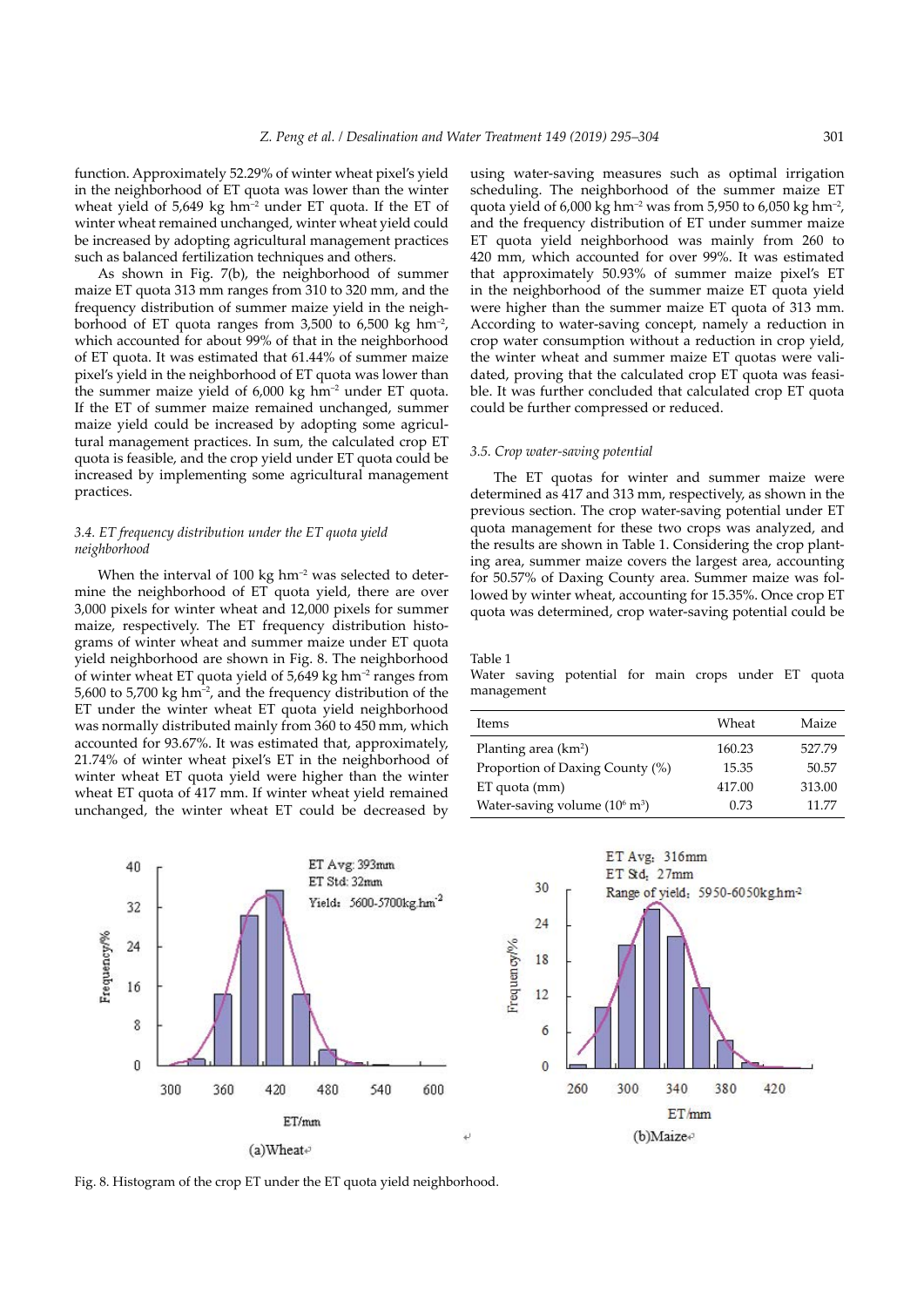function. Approximately 52.29% of winter wheat pixel's yield in the neighborhood of ET quota was lower than the winter wheat yield of 5,649 kg hm$^{-2}$ under ET quota. If the ET of winter wheat remained unchanged, winter wheat yield could be increased by adopting agricultural management practices such as balanced fertilization techniques and others.

As shown in Fig. 7(b), the neighborhood of summer maize ET quota 313 mm ranges from 310 to 320 mm, and the frequency distribution of summer maize yield in the neighborhood of ET quota ranges from 3,500 to 6,500 kg hm$^{-2}$, which accounted for about 99% of that in the neighborhood of ET quota. It was estimated that 61.44% of summer maize pixel's yield in the neighborhood of ET quota was lower than the summer maize yield of 6,000 kg hm$^{-2}$ under ET quota. If the ET of summer maize remained unchanged, summer maize yield could be increased by adopting some agricultural management practices. In sum, the calculated crop ET quota is feasible, and the crop yield under ET quota could be increased by implementing some agricultural management practices.

### *3.4. ET frequency distribution under the ET quota yield neighborhood*

When the interval of 100 kg hm$^{-2}$ was selected to determine the neighborhood of ET quota yield, there are over 3,000 pixels for winter wheat and 12,000 pixels for summer maize, respectively. The ET frequency distribution histograms of winter wheat and summer maize under ET quota yield neighborhood are shown in Fig. 8. The neighborhood of winter wheat ET quota yield of 5,649 kg hm$^{-2}$ ranges from 5,600 to 5,700 kg hm$^{-2}$, and the frequency distribution of the ET under the winter wheat ET quota yield neighborhood was normally distributed mainly from 360 to 450 mm, which accounted for 93.67%. It was estimated that, approximately, 21.74% of winter wheat pixel's ET in the neighborhood of winter wheat ET quota yield were higher than the winter wheat ET quota of 417 mm. If winter wheat yield remained unchanged, the winter wheat ET could be decreased by using water-saving measures such as optimal irrigation scheduling. The neighborhood of the summer maize ET quota yield of 6,000 kg hm$^{-2}$ was from 5,950 to 6,050 kg hm$^{-2}$, and the frequency distribution of ET under summer maize ET quota yield neighborhood was mainly from 260 to 420 mm, which accounted for over 99%. It was estimated that approximately 50.93% of summer maize pixel's ET in the neighborhood of the summer maize ET quota yield were higher than the summer maize ET quota of 313 mm. According to water-saving concept, namely a reduction in crop water consumption without a reduction in crop yield, the winter wheat and summer maize ET quotas were validated, proving that the calculated crop ET quota was feasible. It was further concluded that calculated crop ET quota could be further compressed or reduced.

### *3.5. Crop water-saving potential*

The ET quotas for winter and summer maize were determined as 417 and 313 mm, respectively, as shown in the previous section. The crop water-saving potential under ET quota management for these two crops was analyzed, and the results are shown in Table 1. Considering the crop planting area, summer maize covers the largest area, accounting for 50.57% of Daxing County area. Summer maize was followed by winter wheat, accounting for 15.35%. Once crop ET quota was determined, crop water-saving potential could be

Table 1
Water saving potential for main crops under ET quota management

| Items | Wheat | Maize |
|---|---|---|
| Planting area (km$^2$) | 160.23 | 527.79 |
| Proportion of Daxing County (%) | 15.35 | 50.57 |
| ET quota (mm) | 417.00 | 313.00 |
| Water-saving volume ($10^6$ m$^3$) | 0.73 | 11.77 |

Fig. 8. Histogram of the crop ET under the ET quota yield neighborhood.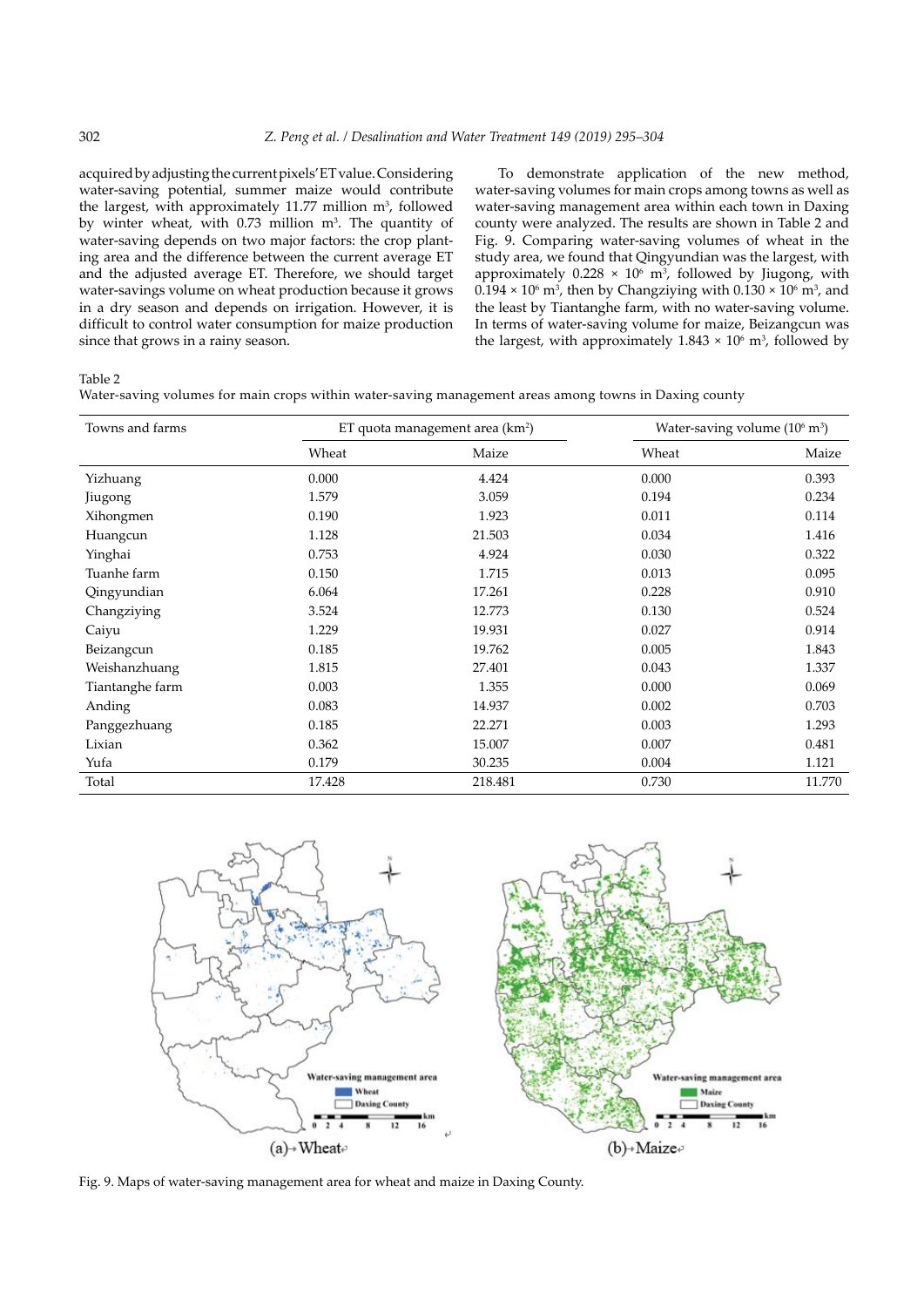acquired by adjusting the current pixels' ET value. Considering water-saving potential, summer maize would contribute the largest, with approximately 11.77 million m$^3$, followed by winter wheat, with 0.73 million m$^3$. The quantity of water-saving depends on two major factors: the crop planting area and the difference between the current average ET and the adjusted average ET. Therefore, we should target water-savings volume on wheat production because it grows in a dry season and depends on irrigation. However, it is difficult to control water consumption for maize production since that grows in a rainy season.

To demonstrate application of the new method, water-saving volumes for main crops among towns as well as water-saving management area within each town in Daxing county were analyzed. The results are shown in Table 2 and Fig. 9. Comparing water-saving volumes of wheat in the study area, we found that Qingyundian was the largest, with approximately 0.228 × 10$^6$ m$^3$, followed by Jiugong, with 0.194 × 10$^6$ m$^3$, then by Changziying with 0.130 × 10$^6$ m$^3$, and the least by Tiantanghe farm, with no water-saving volume. In terms of water-saving volume for maize, Beizangcun was the largest, with approximately 1.843 × 10$^6$ m$^3$, followed by

Table 2
Water-saving volumes for main crops within water-saving management areas among towns in Daxing county

| Towns and farms | ET quota management area (km$^2$) | | Water-saving volume (10$^6$ m$^3$) | |
|---|---|---|---|---|
| | Wheat | Maize | Wheat | Maize |
| Yizhuang | 0.000 | 4.424 | 0.000 | 0.393 |
| Jiugong | 1.579 | 3.059 | 0.194 | 0.234 |
| Xihongmen | 0.190 | 1.923 | 0.011 | 0.114 |
| Huangcun | 1.128 | 21.503 | 0.034 | 1.416 |
| Yinghai | 0.753 | 4.924 | 0.030 | 0.322 |
| Tuanhe farm | 0.150 | 1.715 | 0.013 | 0.095 |
| Qingyundian | 6.064 | 17.261 | 0.228 | 0.910 |
| Changziying | 3.524 | 12.773 | 0.130 | 0.524 |
| Caiyu | 1.229 | 19.931 | 0.027 | 0.914 |
| Beizangcun | 0.185 | 19.762 | 0.005 | 1.843 |
| Weishanzhuang | 1.815 | 27.401 | 0.043 | 1.337 |
| Tiantanghe farm | 0.003 | 1.355 | 0.000 | 0.069 |
| Anding | 0.083 | 14.937 | 0.002 | 0.703 |
| Panggezhuang | 0.185 | 22.271 | 0.003 | 1.293 |
| Lixian | 0.362 | 15.007 | 0.007 | 0.481 |
| Yufa | 0.179 | 30.235 | 0.004 | 1.121 |
| Total | 17.428 | 218.481 | 0.730 | 11.770 |

Fig. 9. Maps of water-saving management area for wheat and maize in Daxing County.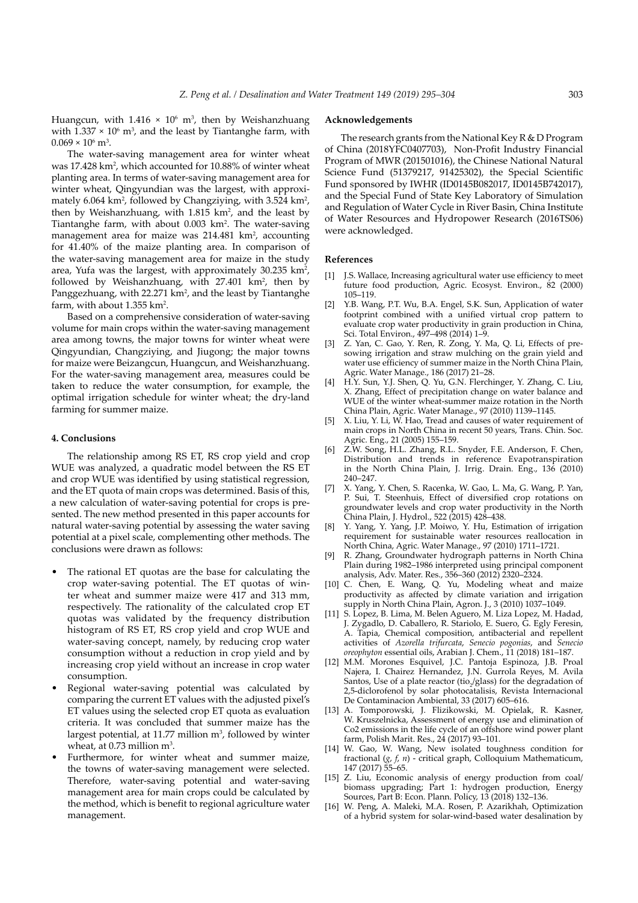Huangcun, with $1.416 \times 10^6$ m$^3$, then by Weishanzhuang with $1.337 \times 10^6$ m$^3$, and the least by Tiantanghe farm, with $0.069 \times 10^6$ m$^3$.

The water-saving management area for winter wheat was 17.428 km$^2$, which accounted for 10.88% of winter wheat planting area. In terms of water-saving management area for winter wheat, Qingyundian was the largest, with approximately 6.064 km$^2$, followed by Changziying, with 3.524 km$^2$, then by Weishanzhuang, with 1.815 km$^2$, and the least by Tiantanghe farm, with about 0.003 km$^2$. The water-saving management area for maize was 214.481 km$^2$, accounting for 41.40% of the maize planting area. In comparison of the water-saving management area for maize in the study area, Yufa was the largest, with approximately 30.235 km$^2$, followed by Weishanzhuang, with 27.401 km$^2$, then by Panggezhuang, with 22.271 km$^2$, and the least by Tiantanghe farm, with about 1.355 km$^2$.

Based on a comprehensive consideration of water-saving volume for main crops within the water-saving management area among towns, the major towns for winter wheat were Qingyundian, Changziying, and Jiugong; the major towns for maize were Beizangcun, Huangcun, and Weishanzhuang. For the water-saving management area, measures could be taken to reduce the water consumption, for example, the optimal irrigation schedule for winter wheat; the dry-land farming for summer maize.

## 4. Conclusions

The relationship among RS ET, RS crop yield and crop WUE was analyzed, a quadratic model between the RS ET and crop WUE was identified by using statistical regression, and the ET quota of main crops was determined. Basis of this, a new calculation of water-saving potential for crops is presented. The new method presented in this paper accounts for natural water-saving potential by assessing the water saving potential at a pixel scale, complementing other methods. The conclusions were drawn as follows:

- The rational ET quotas are the base for calculating the crop water-saving potential. The ET quotas of winter wheat and summer maize were 417 and 313 mm, respectively. The rationality of the calculated crop ET quotas was validated by the frequency distribution histogram of RS ET, RS crop yield and crop WUE and water-saving concept, namely, by reducing crop water consumption without a reduction in crop yield and by increasing crop yield without an increase in crop water consumption.
- Regional water-saving potential was calculated by comparing the current ET values with the adjusted pixel's ET values using the selected crop ET quota as evaluation criteria. It was concluded that summer maize has the largest potential, at 11.77 million m$^3$, followed by winter wheat, at 0.73 million m$^3$.
- Furthermore, for winter wheat and summer maize, the towns of water-saving management were selected. Therefore, water-saving potential and water-saving management area for main crops could be calculated by the method, which is benefit to regional agriculture water management.

## Acknowledgements

The research grants from the National Key R & D Program of China (2018YFC0407703), Non-Profit Industry Financial Program of MWR (201501016), the Chinese National Natural Science Fund (51379217, 91425302), the Special Scientific Fund sponsored by IWHR (ID0145B082017, ID0145B742017), and the Special Fund of State Key Laboratory of Simulation and Regulation of Water Cycle in River Basin, China Institute of Water Resources and Hydropower Research (2016TS06) were acknowledged.

## References

[1] J.S. Wallace, Increasing agricultural water use efficiency to meet future food production, Agric. Ecosyst. Environ., 82 (2000) 105–119.

[2] Y.B. Wang, P.T. Wu, B.A. Engel, S.K. Sun, Application of water footprint combined with a unified virtual crop pattern to evaluate crop water productivity in grain production in China, Sci. Total Environ., 497–498 (2014) 1–9.

[3] Z. Yan, C. Gao, Y. Ren, R. Zong, Y. Ma, Q. Li, Effects of pre-sowing irrigation and straw mulching on the grain yield and water use efficiency of summer maize in the North China Plain, Agric. Water Manage., 186 (2017) 21–28.

[4] H.Y. Sun, Y.J. Shen, Q. Yu, G.N. Flerchinger, Y. Zhang, C. Liu, X. Zhang, Effect of precipitation change on water balance and WUE of the winter wheat-summer maize rotation in the North China Plain, Agric. Water Manage., 97 (2010) 1139–1145.

[5] X. Liu, Y. Li, W. Hao, Tread and causes of water requirement of main crops in North China in recent 50 years, Trans. Chin. Soc. Agric. Eng., 21 (2005) 155–159.

[6] Z.W. Song, H.L. Zhang, R.L. Snyder, F.E. Anderson, F. Chen, Distribution and trends in reference Evapotranspiration in the North China Plain, J. Irrig. Drain. Eng., 136 (2010) 240–247.

[7] X. Yang, Y. Chen, S. Racenka, W. Gao, L. Ma, G. Wang, P. Yan, P. Sui, T. Steenhuis, Effect of diversified crop rotations on groundwater levels and crop water productivity in the North China Plain, J. Hydrol., 522 (2015) 428–438.

[8] Y. Yang, Y. Yang, J.P. Moiwo, Y. Hu, Estimation of irrigation requirement for sustainable water resources reallocation in North China, Agric. Water Manage., 97 (2010) 1711–1721.

[9] R. Zhang, Groundwater hydrograph patterns in North China Plain during 1982–1986 interpreted using principal component analysis, Adv. Mater. Res., 356–360 (2012) 2320–2324.

[10] C. Chen, E. Wang, Q. Yu, Modeling wheat and maize productivity as affected by climate variation and irrigation supply in North China Plain, Agron. J., 3 (2010) 1037–1049.

[11] S. Lopez, B. Lima, M. Belen Aguero, M. Liza Lopez, M. Hadad, J. Zygadlo, D. Caballero, R. Stariolo, E. Suero, G. Egly Feresin, A. Tapia, Chemical composition, antibacterial and repellent activities of *Azorella trifurcata*, *Senecio pogonias*, and *Senecio oreophyton* essential oils, Arabian J. Chem., 11 (2018) 181–187.

[12] M.M. Morones Esquivel, J.C. Pantoja Espinoza, J.B. Proal Najera, I. Chairez Hernandez, J.N. Gurrola Reyes, M. Avila Santos, Use of a plate reactor (tio$_2$/glass) for the degradation of 2,5-diclorofenol by solar photocatalisis, Revista Internacional De Contaminacion Ambiental, 33 (2017) 605–616.

[13] A. Tomporowski, J. Flizikowski, M. Opielak, R. Kasner, W. Kruszelnicka, Assessment of energy use and elimination of Co2 emissions in the life cycle of an offshore wind power plant farm, Polish Marit. Res., 24 (2017) 93–101.

[14] W. Gao, W. Wang, New isolated toughness condition for fractional ($g$, $f$, $n$) - critical graph, Colloquium Mathematicum, 147 (2017) 55–65.

[15] Z. Liu, Economic analysis of energy production from coal/biomass upgrading; Part 1: hydrogen production, Energy Sources, Part B: Econ. Plann. Policy, 13 (2018) 132–136.

[16] W. Peng, A. Maleki, M.A. Rosen, P. Azarikhah, Optimization of a hybrid system for solar-wind-based water desalination by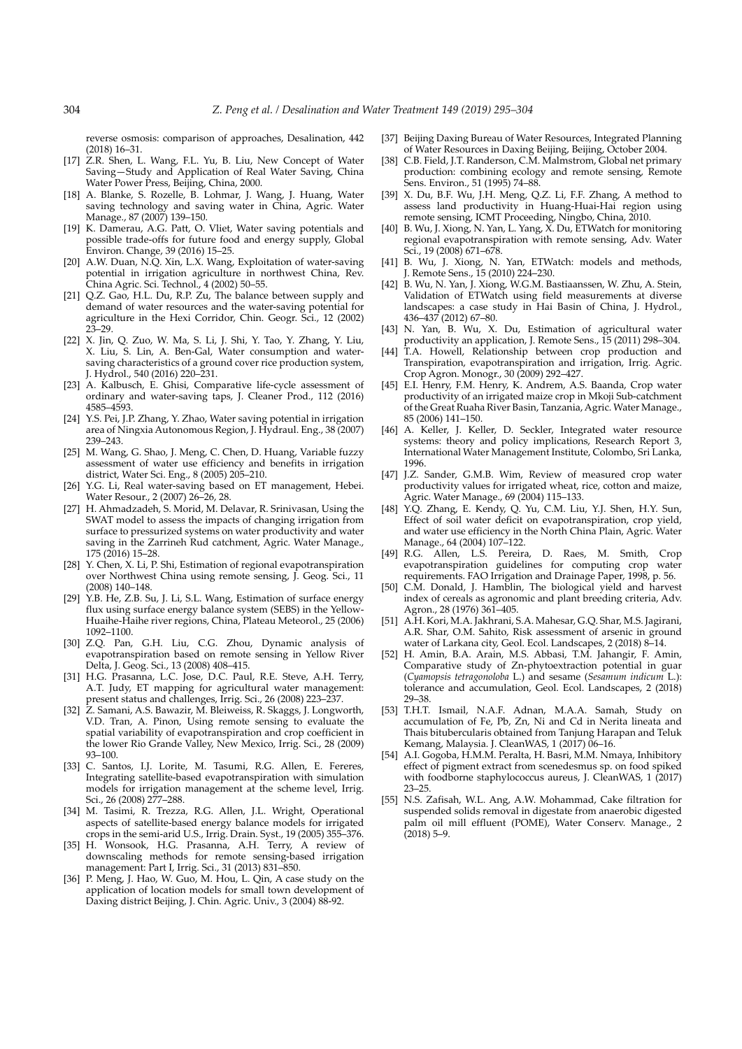reverse osmosis: comparison of approaches, Desalination, 442 (2018) 16–31.

[17] Z.R. Shen, L. Wang, F.L. Yu, B. Liu, New Concept of Water Saving—Study and Application of Real Water Saving, China Water Power Press, Beijing, China, 2000.

[18] A. Blanke, S. Rozelle, B. Lohmar, J. Wang, J. Huang, Water saving technology and saving water in China, Agric. Water Manage., 87 (2007) 139–150.

[19] K. Damerau, A.G. Patt, O. Vliet, Water saving potentials and possible trade-offs for future food and energy supply, Global Environ. Change, 39 (2016) 15–25.

[20] A.W. Duan, N.Q. Xin, L.X. Wang, Exploitation of water-saving potential in irrigation agriculture in northwest China, Rev. China Agric. Sci. Technol., 4 (2002) 50–55.

[21] Q.Z. Gao, H.L. Du, R.P. Zu, The balance between supply and demand of water resources and the water-saving potential for agriculture in the Hexi Corridor, Chin. Geogr. Sci., 12 (2002) 23–29.

[22] X. Jin, Q. Zuo, W. Ma, S. Li, J. Shi, Y. Tao, Y. Zhang, Y. Liu, X. Liu, S. Lin, A. Ben-Gal, Water consumption and water-saving characteristics of a ground cover rice production system, J. Hydrol., 540 (2016) 220–231.

[23] A. Kalbusch, E. Ghisi, Comparative life-cycle assessment of ordinary and water-saving taps, J. Cleaner Prod., 112 (2016) 4585–4593.

[24] Y.S. Pei, J.P. Zhang, Y. Zhao, Water saving potential in irrigation area of Ningxia Autonomous Region, J. Hydraul. Eng., 38 (2007) 239–243.

[25] M. Wang, G. Shao, J. Meng, C. Chen, D. Huang, Variable fuzzy assessment of water use efficiency and benefits in irrigation district, Water Sci. Eng., 8 (2005) 205–210.

[26] Y.G. Li, Real water-saving based on ET management, Hebei. Water Resour., 2 (2007) 26–26, 28.

[27] H. Ahmadzadeh, S. Morid, M. Delavar, R. Srinivasan, Using the SWAT model to assess the impacts of changing irrigation from surface to pressurized systems on water productivity and water saving in the Zarrineh Rud catchment, Agric. Water Manage., 175 (2016) 15–28.

[28] Y. Chen, X. Li, P. Shi, Estimation of regional evapotranspiration over Northwest China using remote sensing, J. Geog. Sci., 11 (2008) 140–148.

[29] Y.B. He, Z.B. Su, J. Li, S.L. Wang, Estimation of surface energy flux using surface energy balance system (SEBS) in the Yellow-Huaihe-Haihe river regions, China, Plateau Meteorol., 25 (2006) 1092–1100.

[30] Z.Q. Pan, G.H. Liu, C.G. Zhou, Dynamic analysis of evapotranspiration based on remote sensing in Yellow River Delta, J. Geog. Sci., 13 (2008) 408–415.

[31] H.G. Prasanna, L.C. Jose, D.C. Paul, R.E. Steve, A.H. Terry, A.T. Judy, ET mapping for agricultural water management: present status and challenges, Irrig. Sci., 26 (2008) 223–237.

[32] Z. Samani, A.S. Bawazir, M. Bleiweiss, R. Skaggs, J. Longworth, V.D. Tran, A. Pinon, Using remote sensing to evaluate the spatial variability of evapotranspiration and crop coefficient in the lower Rio Grande Valley, New Mexico, Irrig. Sci., 28 (2009) 93–100.

[33] C. Santos, I.J. Lorite, M. Tasumi, R.G. Allen, E. Fereres, Integrating satellite-based evapotranspiration with simulation models for irrigation management at the scheme level, Irrig. Sci., 26 (2008) 277–288.

[34] M. Tasimi, R. Trezza, R.G. Allen, J.L. Wright, Operational aspects of satellite-based energy balance models for irrigated crops in the semi-arid U.S., Irrig. Drain. Syst., 19 (2005) 355–376.

[35] H. Wonsook, H.G. Prasanna, A.H. Terry, A review of downscaling methods for remote sensing-based irrigation management: Part I, Irrig. Sci., 31 (2013) 831–850.

[36] P. Meng, J. Hao, W. Guo, M. Hou, L. Qin, A case study on the application of location models for small town development of Daxing district Beijing, J. Chin. Agric. Univ., 3 (2004) 88-92.

[37] Beijing Daxing Bureau of Water Resources, Integrated Planning of Water Resources in Daxing Beijing, Beijing, October 2004.

[38] C.B. Field, J.T. Randerson, C.M. Malmstrom, Global net primary production: combining ecology and remote sensing, Remote Sens. Environ., 51 (1995) 74–88.

[39] X. Du, B.F. Wu, J.H. Meng, Q.Z. Li, F.F. Zhang, A method to assess land productivity in Huang-Huai-Hai region using remote sensing, ICMT Proceeding, Ningbo, China, 2010.

[40] B. Wu, J. Xiong, N. Yan, L. Yang, X. Du, ETWatch for monitoring regional evapotranspiration with remote sensing, Adv. Water Sci., 19 (2008) 671–678.

[41] B. Wu, J. Xiong, N. Yan, ETWatch: models and methods, J. Remote Sens., 15 (2010) 224–230.

[42] B. Wu, N. Yan, J. Xiong, W.G.M. Bastiaanssen, W. Zhu, A. Stein, Validation of ETWatch using field measurements at diverse landscapes: a case study in Hai Basin of China, J. Hydrol., 436–437 (2012) 67–80.

[43] N. Yan, B. Wu, X. Du, Estimation of agricultural water productivity an application, J. Remote Sens., 15 (2011) 298–304.

[44] T.A. Howell, Relationship between crop production and Transpiration, evapotranspiration and irrigation, Irrig. Agric. Crop Agron. Monogr., 30 (2009) 292–427.

[45] E.I. Henry, F.M. Henry, K. Andrem, A.S. Baanda, Crop water productivity of an irrigated maize crop in Mkoji Sub-catchment of the Great Ruaha River Basin, Tanzania, Agric. Water Manage., 85 (2006) 141–150.

[46] A. Keller, J. Keller, D. Seckler, Integrated water resource systems: theory and policy implications, Research Report 3, International Water Management Institute, Colombo, Sri Lanka, 1996.

[47] J.Z. Sander, G.M.B. Wim, Review of measured crop water productivity values for irrigated wheat, rice, cotton and maize, Agric. Water Manage., 69 (2004) 115–133.

[48] Y.Q. Zhang, E. Kendy, Q. Yu, C.M. Liu, Y.J. Shen, H.Y. Sun, Effect of soil water deficit on evapotranspiration, crop yield, and water use efficiency in the North China Plain, Agric. Water Manage., 64 (2004) 107–122.

[49] R.G. Allen, L.S. Pereira, D. Raes, M. Smith, Crop evapotranspiration guidelines for computing crop water requirements. FAO Irrigation and Drainage Paper, 1998, p. 56.

[50] C.M. Donald, J. Hamblin, The biological yield and harvest index of cereals as agronomic and plant breeding criteria, Adv. Agron., 28 (1976) 361–405.

[51] A.H. Kori, M.A. Jakhrani, S.A. Mahesar, G.Q. Shar, M.S. Jagirani, A.R. Shar, O.M. Sahito, Risk assessment of arsenic in ground water of Larkana city, Geol. Ecol. Landscapes, 2 (2018) 8–14.

[52] H. Amin, B.A. Arain, M.S. Abbasi, T.M. Jahangir, F. Amin, Comparative study of Zn-phytoextraction potential in guar (*Cyamopsis tetragonoloba* L.) and sesame (*Sesamum indicum* L.): tolerance and accumulation, Geol. Ecol. Landscapes, 2 (2018) 29–38.

[53] T.H.T. Ismail, N.A.F. Adnan, M.A.A. Samah, Study on accumulation of Fe, Pb, Zn, Ni and Cd in Nerita lineata and Thais bitubercularis obtained from Tanjung Harapan and Teluk Kemang, Malaysia. J. CleanWAS, 1 (2017) 06–16.

[54] A.I. Gogoba, H.M.M. Peralta, H. Basri, M.M. Nmaya, Inhibitory effect of pigment extract from scenedesmus sp. on food spiked with foodborne staphylococcus aureus, J. CleanWAS, 1 (2017) 23–25.

[55] N.S. Zafisah, W.L. Ang, A.W. Mohammad, Cake filtration for suspended solids removal in digestate from anaerobic digested palm oil mill effluent (POME), Water Conserv. Manage., 2 (2018) 5–9.